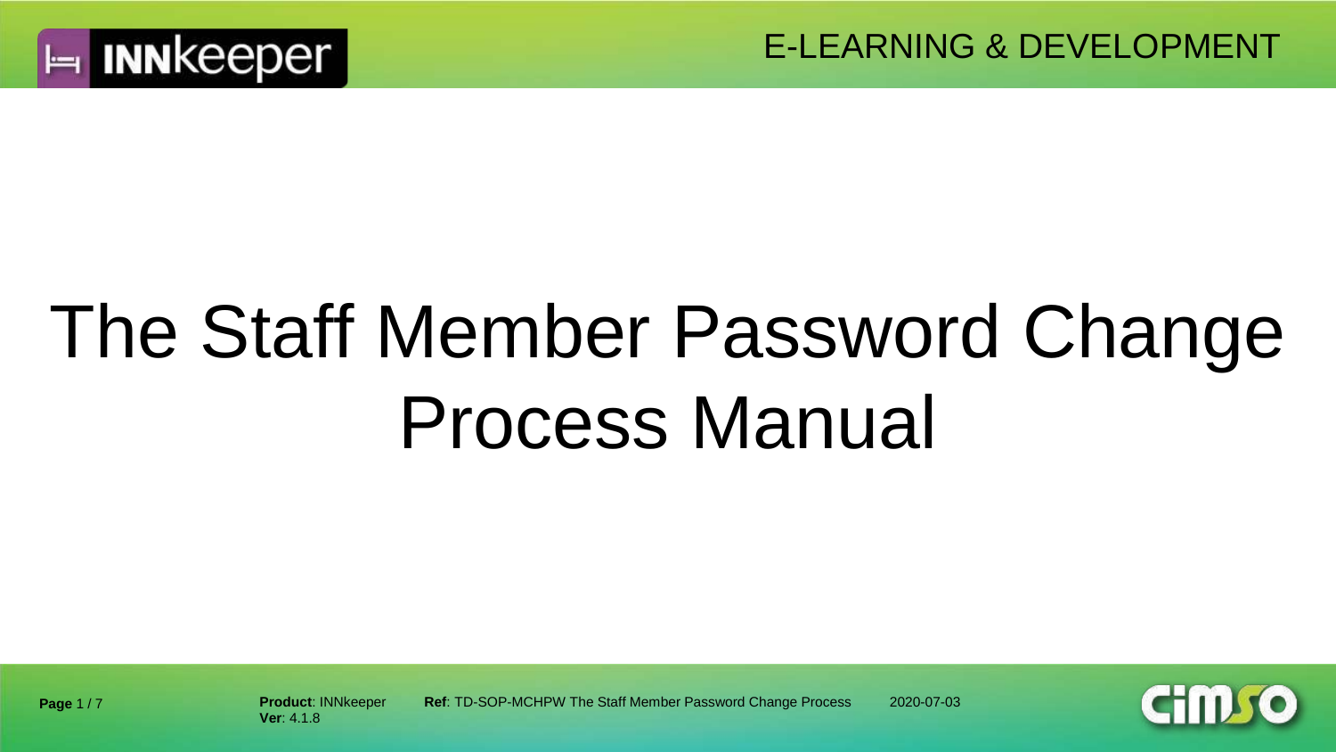# The Staff Member Password Change Process Manual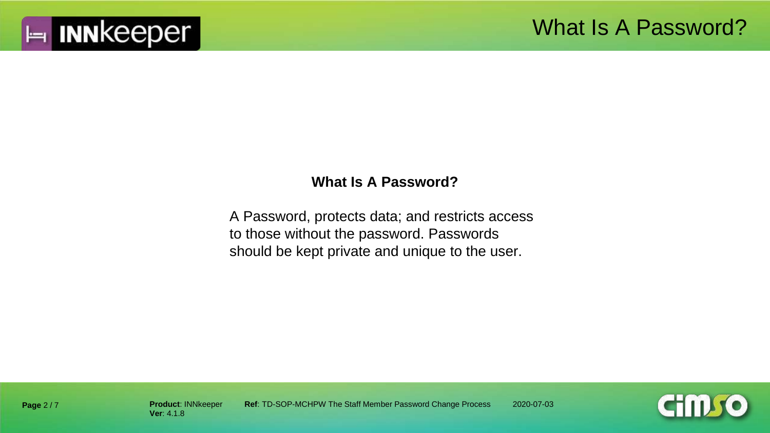# What Is A Password?

**What Is A Password?**

A Password, protects data; and restricts access to those without the password. Passwords should be kept private and unique to the user.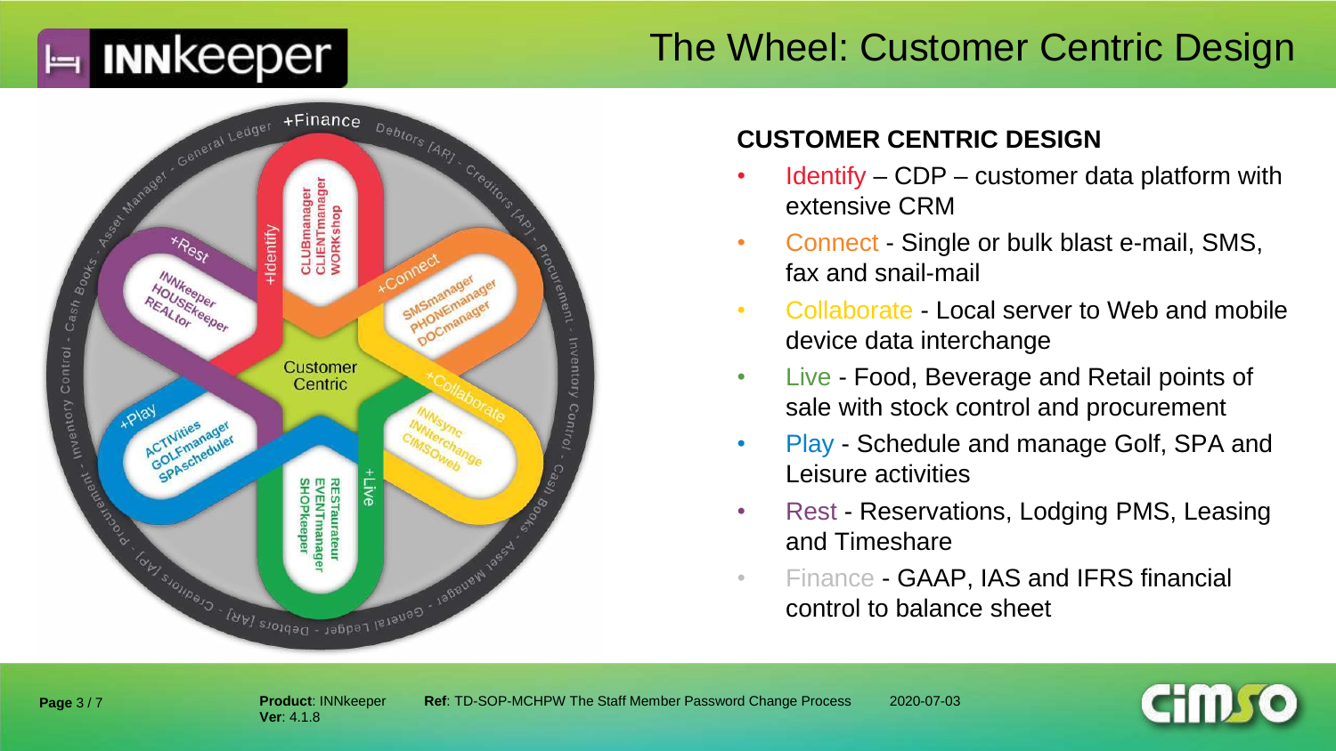# The Wheel: Customer Centric Design

## CUSTOMER CENTRIC DESIGN

- Identify – CDP – customer data platform with extensive CRM
- Connect - Single or bulk blast e-mail, SMS, fax and snail-mail
- Collaborate - Local server to Web and mobile device data interchange
- Live - Food, Beverage and Retail points of sale with stock control and procurement
- Play - Schedule and manage Golf, SPA and Leisure activities
- Rest - Reservations, Lodging PMS, Leasing and Timeshare
- Finance - GAAP, IAS and IFRS financial control to balance sheet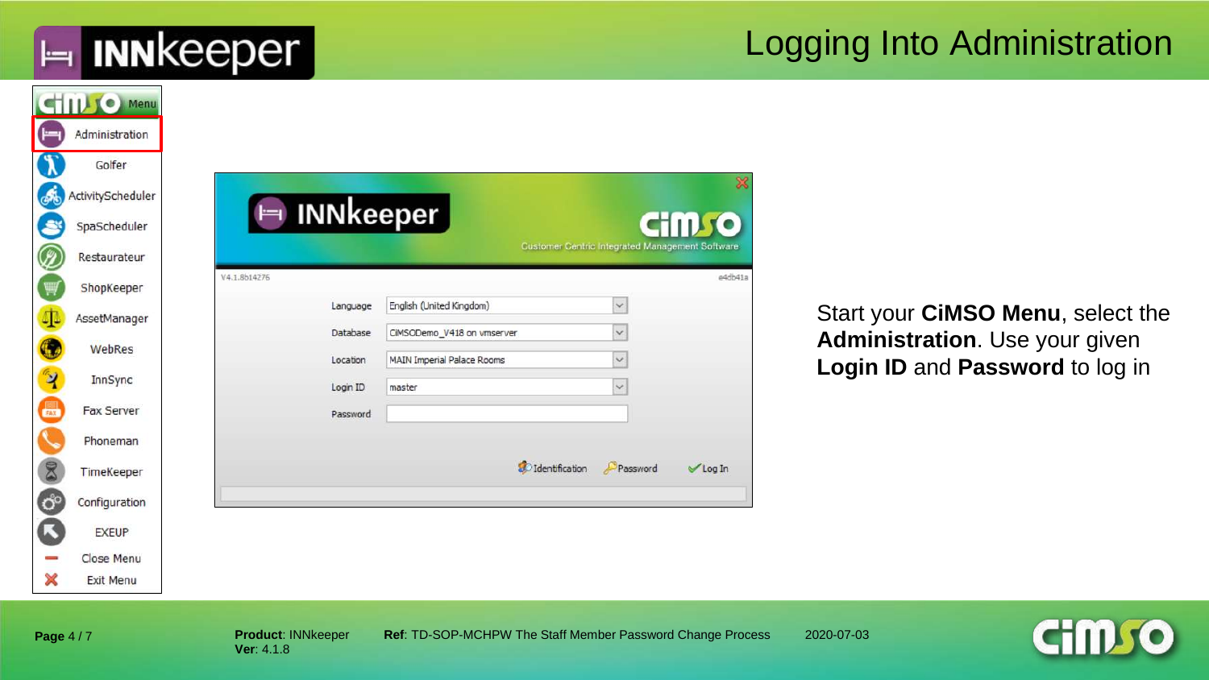# Logging Into Administration

Start your **CiMSO Menu**, select the **Administration**. Use your given **Login ID** and **Password** to log in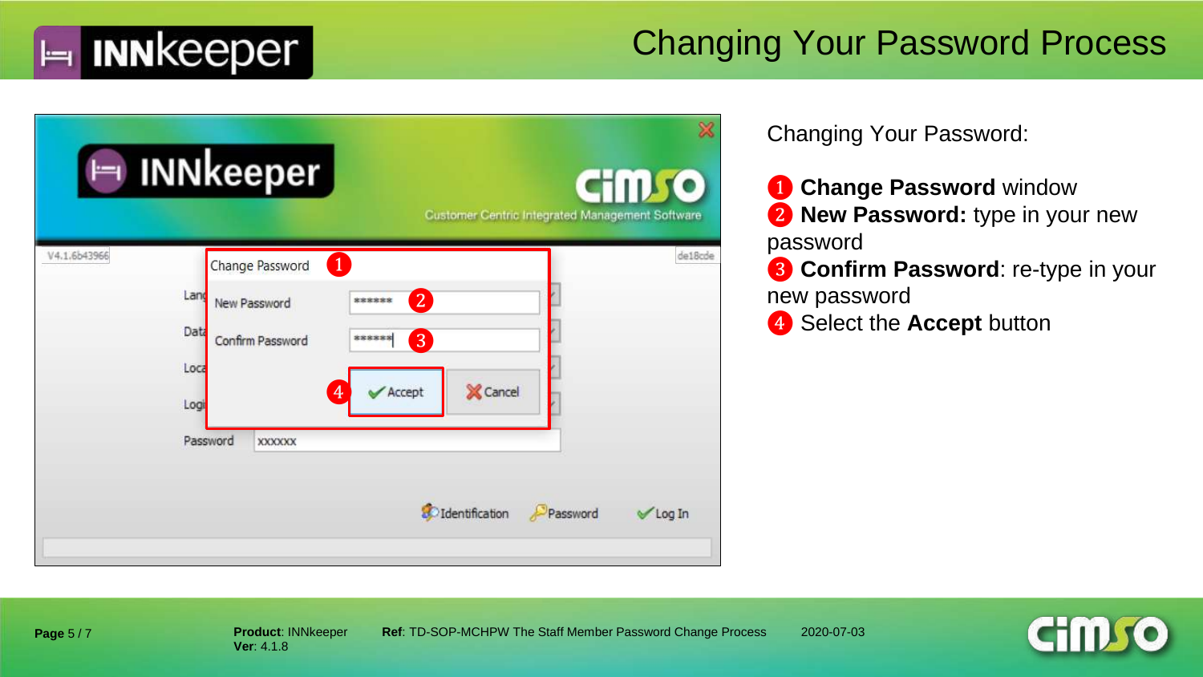# Changing Your Password Process

Changing Your Password:

1. **Change Password** window
2. **New Password:** type in your new password
3. **Confirm Password**: re-type in your new password
4. Select the **Accept** button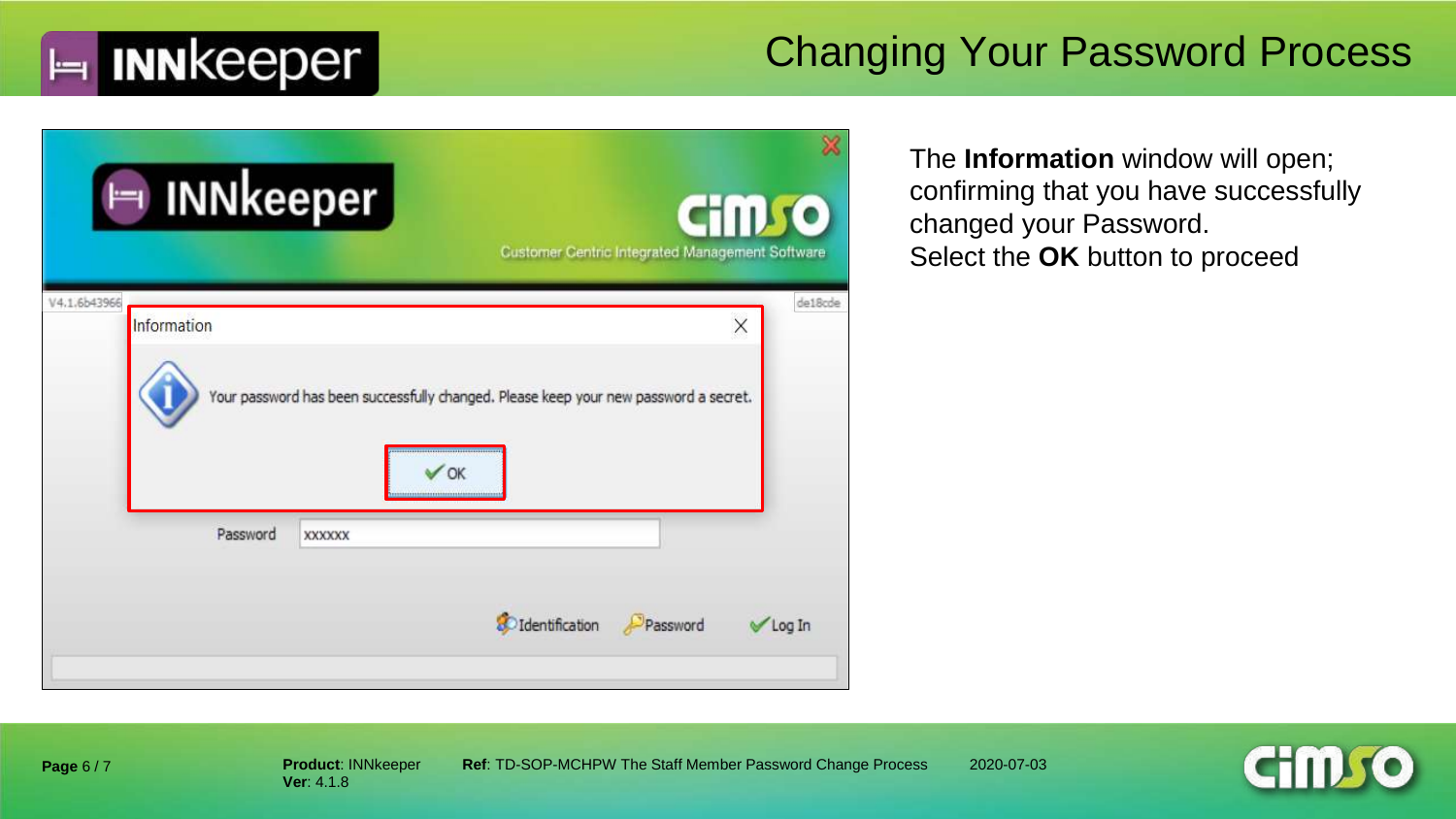# Changing Your Password Process

The **Information** window will open; confirming that you have successfully changed your Password.
Select the **OK** button to proceed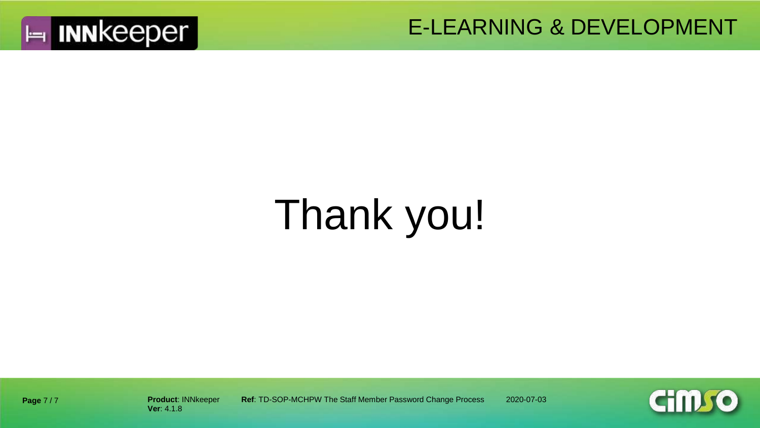# Thank you!